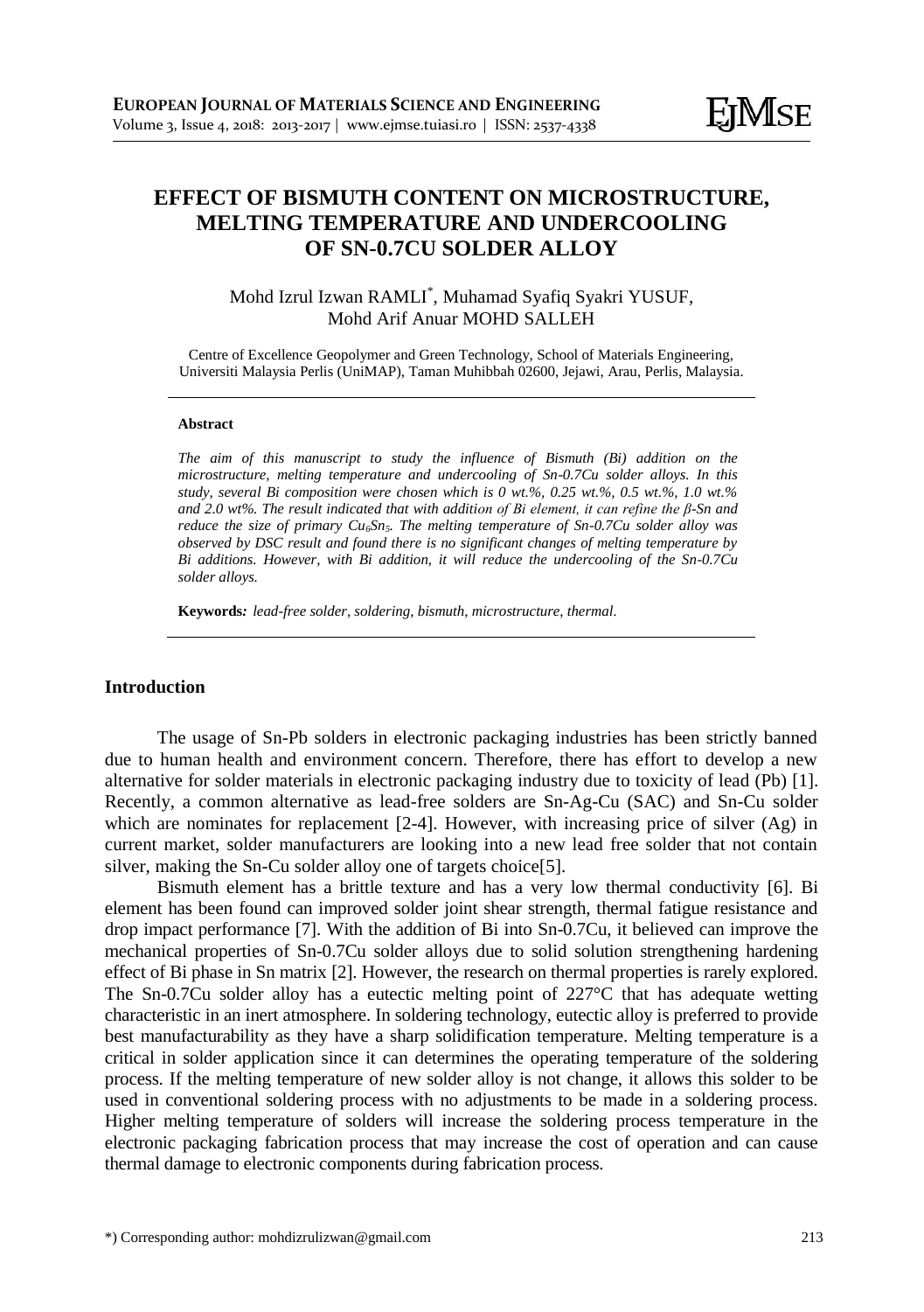# EFFECT OF BISMUTH CONTENT ON MICROSTRUCTURE, MELTING TEMPERATURE AND UNDERCOOLING OF SN-0.7CU SOLDER ALLOY

Mohd Izrul Izwan RAMLI*, Muhamad Syafiq Syakri YUSUF, Mohd Arif Anuar MOHD SALLEH

Centre of Excellence Geopolymer and Green Technology, School of Materials Engineering, Universiti Malaysia Perlis (UniMAP), Taman Muhibbah 02600, Jejawi, Arau, Perlis, Malaysia.

---

**Abstract**

*The aim of this manuscript to study the influence of Bismuth (Bi) addition on the microstructure, melting temperature and undercooling of Sn-0.7Cu solder alloys. In this study, several Bi composition were chosen which is 0 wt.%, 0.25 wt.%, 0.5 wt.%, 1.0 wt.% and 2.0 wt%. The result indicated that with addition of Bi element, it can refine the β-Sn and reduce the size of primary $Cu_6Sn_5$. The melting temperature of Sn-0.7Cu solder alloy was observed by DSC result and found there is no significant changes of melting temperature by Bi additions. However, with Bi addition, it will reduce the undercooling of the Sn-0.7Cu solder alloys.*

**Keywords***:* *lead-free solder, soldering, bismuth, microstructure, thermal.*

---

## Introduction

The usage of Sn-Pb solders in electronic packaging industries has been strictly banned due to human health and environment concern. Therefore, there has effort to develop a new alternative for solder materials in electronic packaging industry due to toxicity of lead (Pb) [1]. Recently, a common alternative as lead-free solders are Sn-Ag-Cu (SAC) and Sn-Cu solder which are nominates for replacement [2-4]. However, with increasing price of silver (Ag) in current market, solder manufacturers are looking into a new lead free solder that not contain silver, making the Sn-Cu solder alloy one of targets choice[5].

Bismuth element has a brittle texture and has a very low thermal conductivity [6]. Bi element has been found can improved solder joint shear strength, thermal fatigue resistance and drop impact performance [7]. With the addition of Bi into Sn-0.7Cu, it believed can improve the mechanical properties of Sn-0.7Cu solder alloys due to solid solution strengthening hardening effect of Bi phase in Sn matrix [2]. However, the research on thermal properties is rarely explored. The Sn-0.7Cu solder alloy has a eutectic melting point of 227°C that has adequate wetting characteristic in an inert atmosphere. In soldering technology, eutectic alloy is preferred to provide best manufacturability as they have a sharp solidification temperature. Melting temperature is a critical in solder application since it can determines the operating temperature of the soldering process. If the melting temperature of new solder alloy is not change, it allows this solder to be used in conventional soldering process with no adjustments to be made in a soldering process. Higher melting temperature of solders will increase the soldering process temperature in the electronic packaging fabrication process that may increase the cost of operation and can cause thermal damage to electronic components during fabrication process.

*) Corresponding author: mohdizrulizwan@gmail.com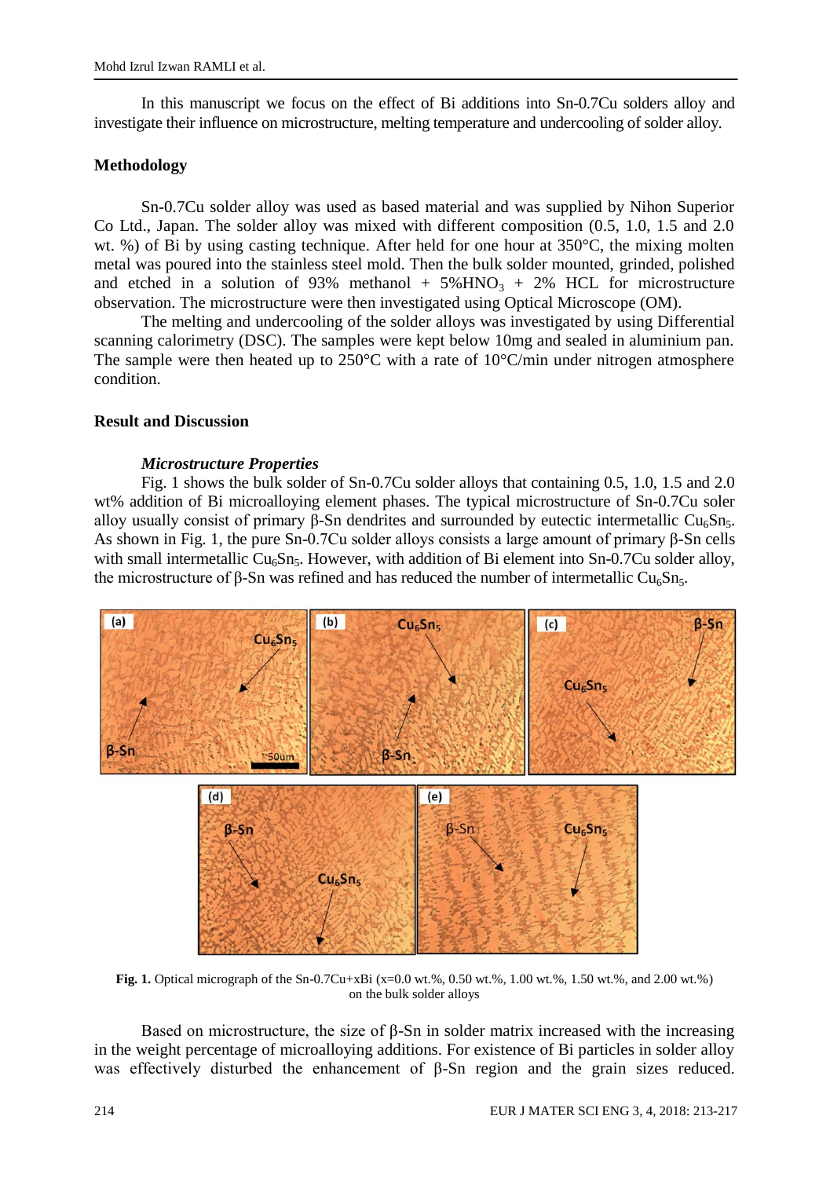In this manuscript we focus on the effect of Bi additions into Sn-0.7Cu solders alloy and investigate their influence on microstructure, melting temperature and undercooling of solder alloy.

## Methodology

Sn-0.7Cu solder alloy was used as based material and was supplied by Nihon Superior Co Ltd., Japan. The solder alloy was mixed with different composition (0.5, 1.0, 1.5 and 2.0 wt. %) of Bi by using casting technique. After held for one hour at 350°C, the mixing molten metal was poured into the stainless steel mold. Then the bulk solder mounted, grinded, polished and etched in a solution of 93% methanol + 5%$HNO_3$ + 2% HCL for microstructure observation. The microstructure were then investigated using Optical Microscope (OM).

The melting and undercooling of the solder alloys was investigated by using Differential scanning calorimetry (DSC). The samples were kept below 10mg and sealed in aluminium pan. The sample were then heated up to 250°C with a rate of 10°C/min under nitrogen atmosphere condition.

## Result and Discussion

### *Microstructure Properties*

Fig. 1 shows the bulk solder of Sn-0.7Cu solder alloys that containing 0.5, 1.0, 1.5 and 2.0 wt% addition of Bi microalloying element phases. The typical microstructure of Sn-0.7Cu soler alloy usually consist of primary β-Sn dendrites and surrounded by eutectic intermetallic $Cu_6Sn_5$. As shown in Fig. 1, the pure Sn-0.7Cu solder alloys consists a large amount of primary β-Sn cells with small intermetallic $Cu_6Sn_5$. However, with addition of Bi element into Sn-0.7Cu solder alloy, the microstructure of β-Sn was refined and has reduced the number of intermetallic $Cu_6Sn_5$.

**Fig. 1.** Optical micrograph of the Sn-0.7Cu+xBi (x=0.0 wt.%, 0.50 wt.%, 1.00 wt.%, 1.50 wt.%, and 2.00 wt.%) on the bulk solder alloys

Based on microstructure, the size of β-Sn in solder matrix increased with the increasing in the weight percentage of microalloying additions. For existence of Bi particles in solder alloy was effectively disturbed the enhancement of β-Sn region and the grain sizes reduced.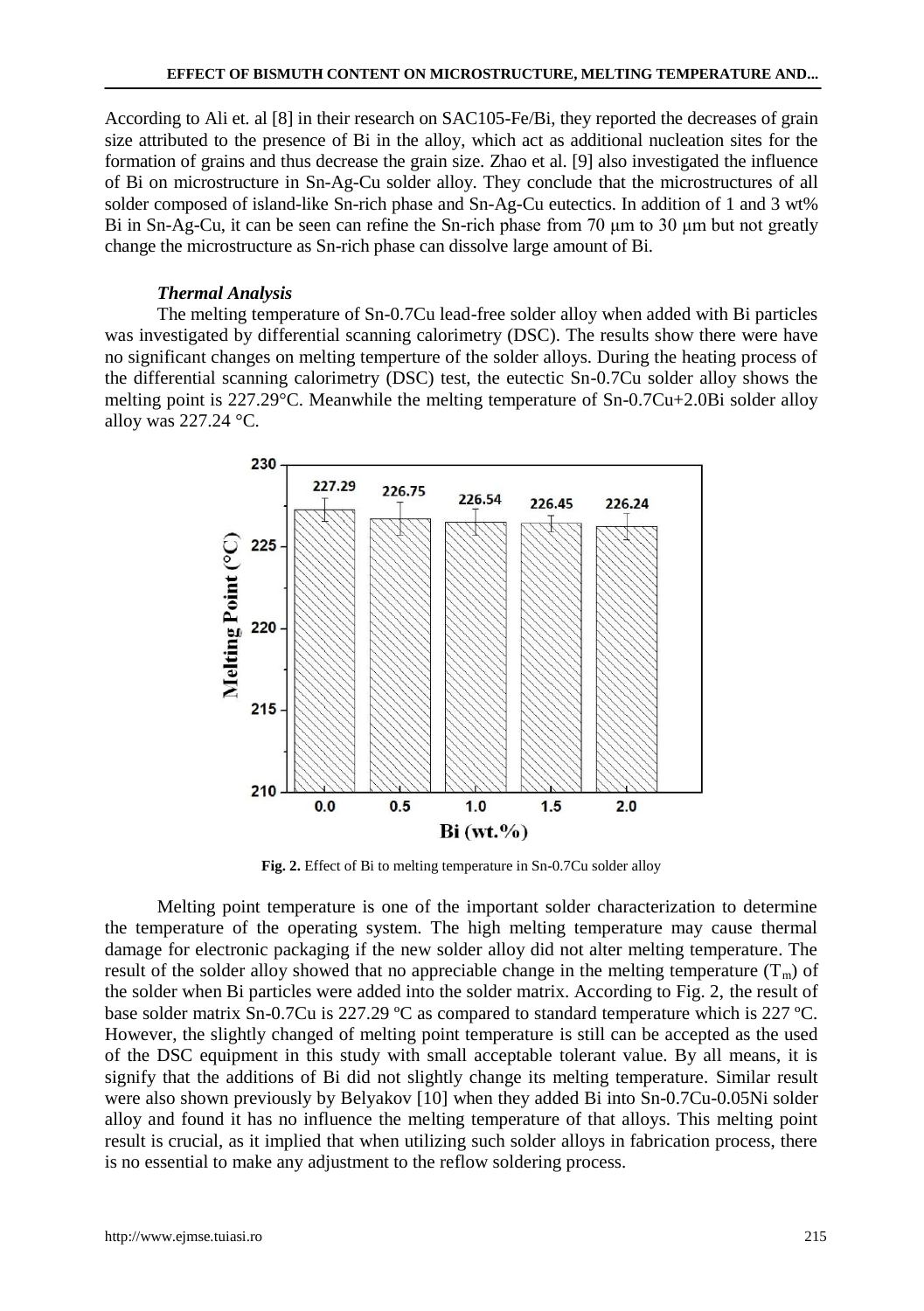According to Ali et. al [8] in their research on SAC105-Fe/Bi, they reported the decreases of grain size attributed to the presence of Bi in the alloy, which act as additional nucleation sites for the formation of grains and thus decrease the grain size. Zhao et al. [9] also investigated the influence of Bi on microstructure in Sn-Ag-Cu solder alloy. They conclude that the microstructures of all solder composed of island-like Sn-rich phase and Sn-Ag-Cu eutectics. In addition of 1 and 3 wt% Bi in Sn-Ag-Cu, it can be seen can refine the Sn-rich phase from 70 μm to 30 μm but not greatly change the microstructure as Sn-rich phase can dissolve large amount of Bi.

### *Thermal Analysis*

The melting temperature of Sn-0.7Cu lead-free solder alloy when added with Bi particles was investigated by differential scanning calorimetry (DSC). The results show there were have no significant changes on melting temperture of the solder alloys. During the heating process of the differential scanning calorimetry (DSC) test, the eutectic Sn-0.7Cu solder alloy shows the melting point is 227.29°C. Meanwhile the melting temperature of Sn-0.7Cu+2.0Bi solder alloy alloy was 227.24 °C.

**Fig. 2.** Effect of Bi to melting temperature in Sn-0.7Cu solder alloy

Melting point temperature is one of the important solder characterization to determine the temperature of the operating system. The high melting temperature may cause thermal damage for electronic packaging if the new solder alloy did not alter melting temperature. The result of the solder alloy showed that no appreciable change in the melting temperature ($T_m$) of the solder when Bi particles were added into the solder matrix. According to Fig. 2, the result of base solder matrix Sn-0.7Cu is 227.29 ºC as compared to standard temperature which is 227 ºC. However, the slightly changed of melting point temperature is still can be accepted as the used of the DSC equipment in this study with small acceptable tolerant value. By all means, it is signify that the additions of Bi did not slightly change its melting temperature. Similar result were also shown previously by Belyakov [10] when they added Bi into Sn-0.7Cu-0.05Ni solder alloy and found it has no influence the melting temperature of that alloys. This melting point result is crucial, as it implied that when utilizing such solder alloys in fabrication process, there is no essential to make any adjustment to the reflow soldering process.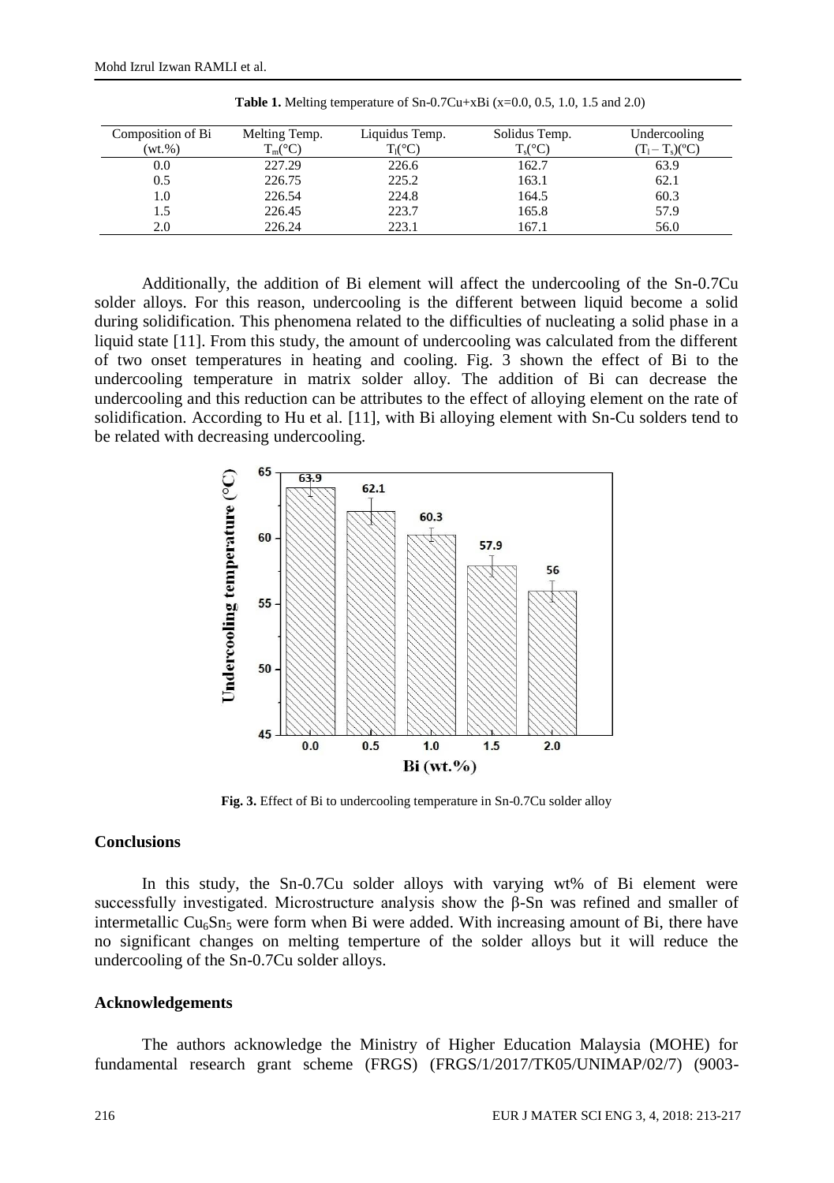**Table 1.** Melting temperature of Sn-0.7Cu+xBi (x=0.0, 0.5, 1.0, 1.5 and 2.0)

| Composition of Bi (wt.%) | Melting Temp. $T_m$(°C) | Liquidus Temp. $T_l$(°C) | Solidus Temp. $T_s$(°C) | Undercooling $(T_l - T_s)$(°C) |
|---|---|---|---|---|
| 0.0 | 227.29 | 226.6 | 162.7 | 63.9 |
| 0.5 | 226.75 | 225.2 | 163.1 | 62.1 |
| 1.0 | 226.54 | 224.8 | 164.5 | 60.3 |
| 1.5 | 226.45 | 223.7 | 165.8 | 57.9 |
| 2.0 | 226.24 | 223.1 | 167.1 | 56.0 |

Additionally, the addition of Bi element will affect the undercooling of the Sn-0.7Cu solder alloys. For this reason, undercooling is the different between liquid become a solid during solidification. This phenomena related to the difficulties of nucleating a solid phase in a liquid state [11]. From this study, the amount of undercooling was calculated from the different of two onset temperatures in heating and cooling. Fig. 3 shown the effect of Bi to the undercooling temperature in matrix solder alloy. The addition of Bi can decrease the undercooling and this reduction can be attributes to the effect of alloying element on the rate of solidification. According to Hu et al. [11], with Bi alloying element with Sn-Cu solders tend to be related with decreasing undercooling.

**Fig. 3.** Effect of Bi to undercooling temperature in Sn-0.7Cu solder alloy

## Conclusions

In this study, the Sn-0.7Cu solder alloys with varying wt% of Bi element were successfully investigated. Microstructure analysis show the β-Sn was refined and smaller of intermetallic $Cu_6Sn_5$ were form when Bi were added. With increasing amount of Bi, there have no significant changes on melting temperture of the solder alloys but it will reduce the undercooling of the Sn-0.7Cu solder alloys.

## Acknowledgements

The authors acknowledge the Ministry of Higher Education Malaysia (MOHE) for fundamental research grant scheme (FRGS) (FRGS/1/2017/TK05/UNIMAP/02/7) (9003-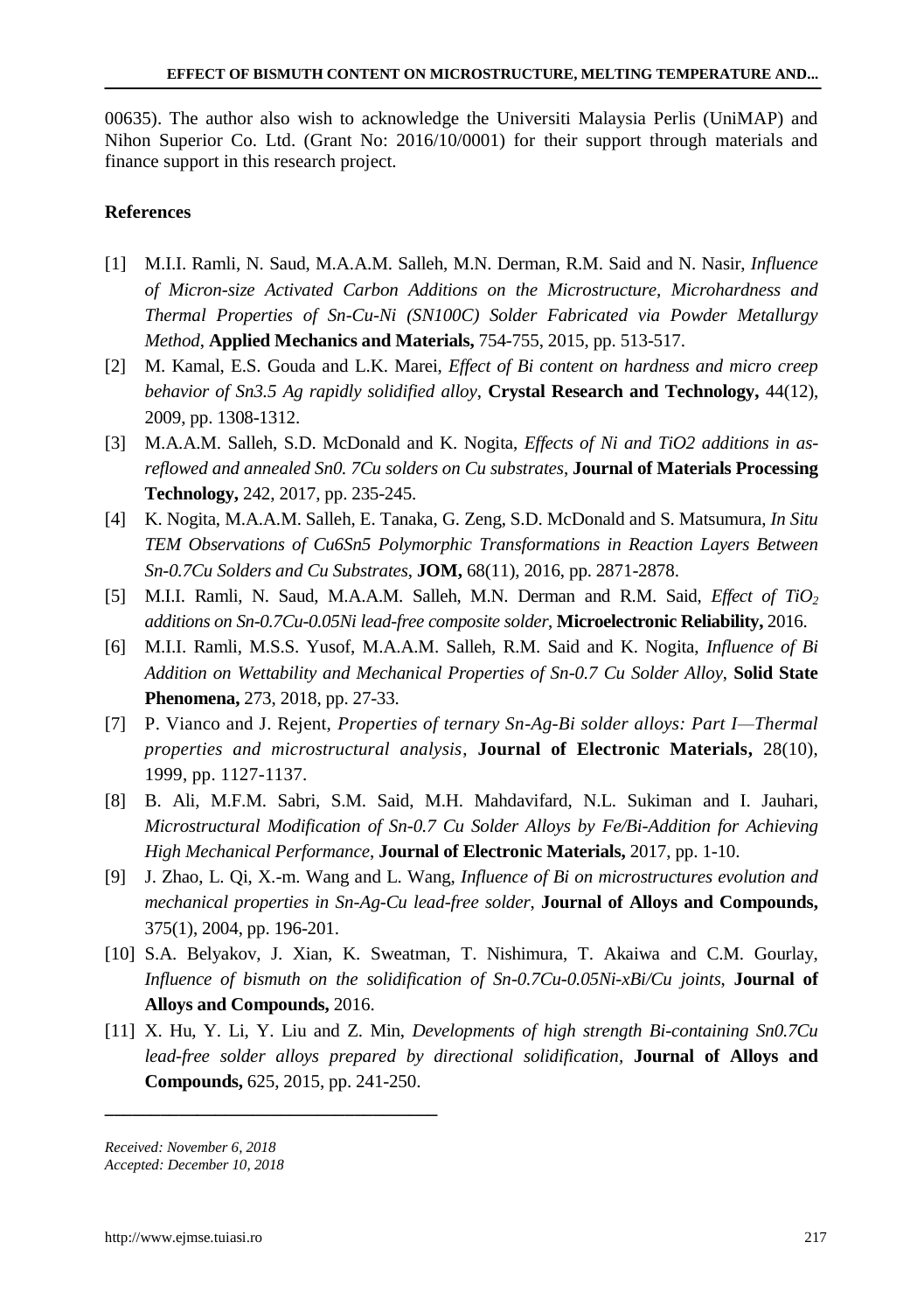00635). The author also wish to acknowledge the Universiti Malaysia Perlis (UniMAP) and Nihon Superior Co. Ltd. (Grant No: 2016/10/0001) for their support through materials and finance support in this research project.

## References

[1] M.I.I. Ramli, N. Saud, M.A.A.M. Salleh, M.N. Derman, R.M. Said and N. Nasir, *Influence of Micron-size Activated Carbon Additions on the Microstructure, Microhardness and Thermal Properties of Sn-Cu-Ni (SN100C) Solder Fabricated via Powder Metallurgy Method*, **Applied Mechanics and Materials,** 754-755, 2015, pp. 513-517.

[2] M. Kamal, E.S. Gouda and L.K. Marei, *Effect of Bi content on hardness and micro creep behavior of Sn3.5 Ag rapidly solidified alloy*, **Crystal Research and Technology,** 44(12), 2009, pp. 1308-1312.

[3] M.A.A.M. Salleh, S.D. McDonald and K. Nogita, *Effects of Ni and TiO2 additions in as-reflowed and annealed Sn0. 7Cu solders on Cu substrates*, **Journal of Materials Processing Technology,** 242, 2017, pp. 235-245.

[4] K. Nogita, M.A.A.M. Salleh, E. Tanaka, G. Zeng, S.D. McDonald and S. Matsumura, *In Situ TEM Observations of Cu6Sn5 Polymorphic Transformations in Reaction Layers Between Sn-0.7Cu Solders and Cu Substrates*, **JOM,** 68(11), 2016, pp. 2871-2878.

[5] M.I.I. Ramli, N. Saud, M.A.A.M. Salleh, M.N. Derman and R.M. Said, *Effect of $TiO_2$ additions on Sn-0.7Cu-0.05Ni lead-free composite solder*, **Microelectronic Reliability,** 2016.

[6] M.I.I. Ramli, M.S.S. Yusof, M.A.A.M. Salleh, R.M. Said and K. Nogita, *Influence of Bi Addition on Wettability and Mechanical Properties of Sn-0.7 Cu Solder Alloy*, **Solid State Phenomena,** 273, 2018, pp. 27-33.

[7] P. Vianco and J. Rejent, *Properties of ternary Sn-Ag-Bi solder alloys: Part I—Thermal properties and microstructural analysis*, **Journal of Electronic Materials,** 28(10), 1999, pp. 1127-1137.

[8] B. Ali, M.F.M. Sabri, S.M. Said, M.H. Mahdavifard, N.L. Sukiman and I. Jauhari, *Microstructural Modification of Sn-0.7 Cu Solder Alloys by Fe/Bi-Addition for Achieving High Mechanical Performance*, **Journal of Electronic Materials,** 2017, pp. 1-10.

[9] J. Zhao, L. Qi, X.-m. Wang and L. Wang, *Influence of Bi on microstructures evolution and mechanical properties in Sn-Ag-Cu lead-free solder*, **Journal of Alloys and Compounds,** 375(1), 2004, pp. 196-201.

[10] S.A. Belyakov, J. Xian, K. Sweatman, T. Nishimura, T. Akaiwa and C.M. Gourlay, *Influence of bismuth on the solidification of Sn-0.7Cu-0.05Ni-xBi/Cu joints*, **Journal of Alloys and Compounds,** 2016.

[11] X. Hu, Y. Li, Y. Liu and Z. Min, *Developments of high strength Bi-containing Sn0.7Cu lead-free solder alloys prepared by directional solidification*, **Journal of Alloys and Compounds,** 625, 2015, pp. 241-250.

---

*Received: November 6, 2018*
*Accepted: December 10, 2018*